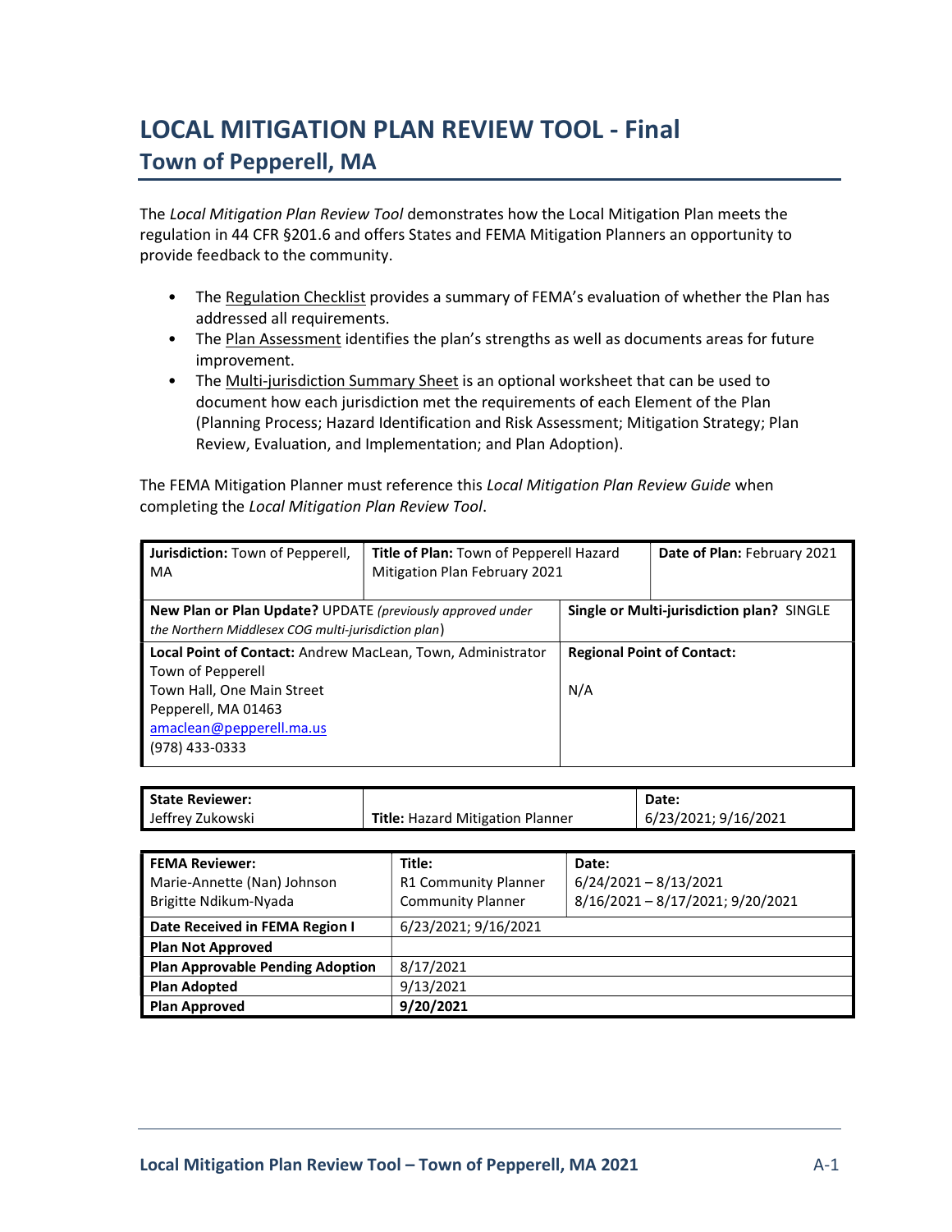# LOCAL MITIGATION PLAN REVIEW TOOL - Final

## Town of Pepperell, MA

The *Local Mitigation Plan Review Tool* demonstrates how the Local Mitigation Plan meets the regulation in 44 CFR §201.6 and offers States and FEMA Mitigation Planners an opportunity to provide feedback to the community.

- The Regulation Checklist provides a summary of FEMA's evaluation of whether the Plan has addressed all requirements.
- The Plan Assessment identifies the plan's strengths as well as documents areas for future improvement.
- The Multi-jurisdiction Summary Sheet is an optional worksheet that can be used to document how each jurisdiction met the requirements of each Element of the Plan (Planning Process; Hazard Identification and Risk Assessment; Mitigation Strategy; Plan Review, Evaluation, and Implementation; and Plan Adoption).

The FEMA Mitigation Planner must reference this *Local Mitigation Plan Review Guide* when completing the *Local Mitigation Plan Review Tool*.

| **Jurisdiction:** Town of Pepperell, MA | **Title of Plan:** Town of Pepperell Hazard Mitigation Plan February 2021 | **Date of Plan:** February 2021 |
|---|---|---|
| **New Plan or Plan Update?** UPDATE *(previously approved under the Northern Middlesex COG multi-jurisdiction plan)* | **Single or Multi-jurisdiction plan?** SINGLE | |
| **Local Point of Contact:** Andrew MacLean, Town, Administrator<br>Town of Pepperell<br>Town Hall, One Main Street<br>Pepperell, MA 01463<br>amaclean@pepperell.ma.us<br>(978) 433-0333 | **Regional Point of Contact:**<br>N/A | |

| **State Reviewer:** | | **Date:** |
|---|---|---|
| Jeffrey Zukowski | **Title:** Hazard Mitigation Planner | 6/23/2021; 9/16/2021 |

| **FEMA Reviewer:** | **Title:** | **Date:** |
|---|---|---|
| Marie-Annette (Nan) Johnson | R1 Community Planner | 6/24/2021 – 8/13/2021 |
| Brigitte Ndikum-Nyada | Community Planner | 8/16/2021 – 8/17/2021; 9/20/2021 |
| **Date Received in FEMA Region I** | 6/23/2021; 9/16/2021 | |
| **Plan Not Approved** | | |
| **Plan Approvable Pending Adoption** | 8/17/2021 | |
| **Plan Adopted** | 9/13/2021 | |
| **Plan Approved** | **9/20/2021** | |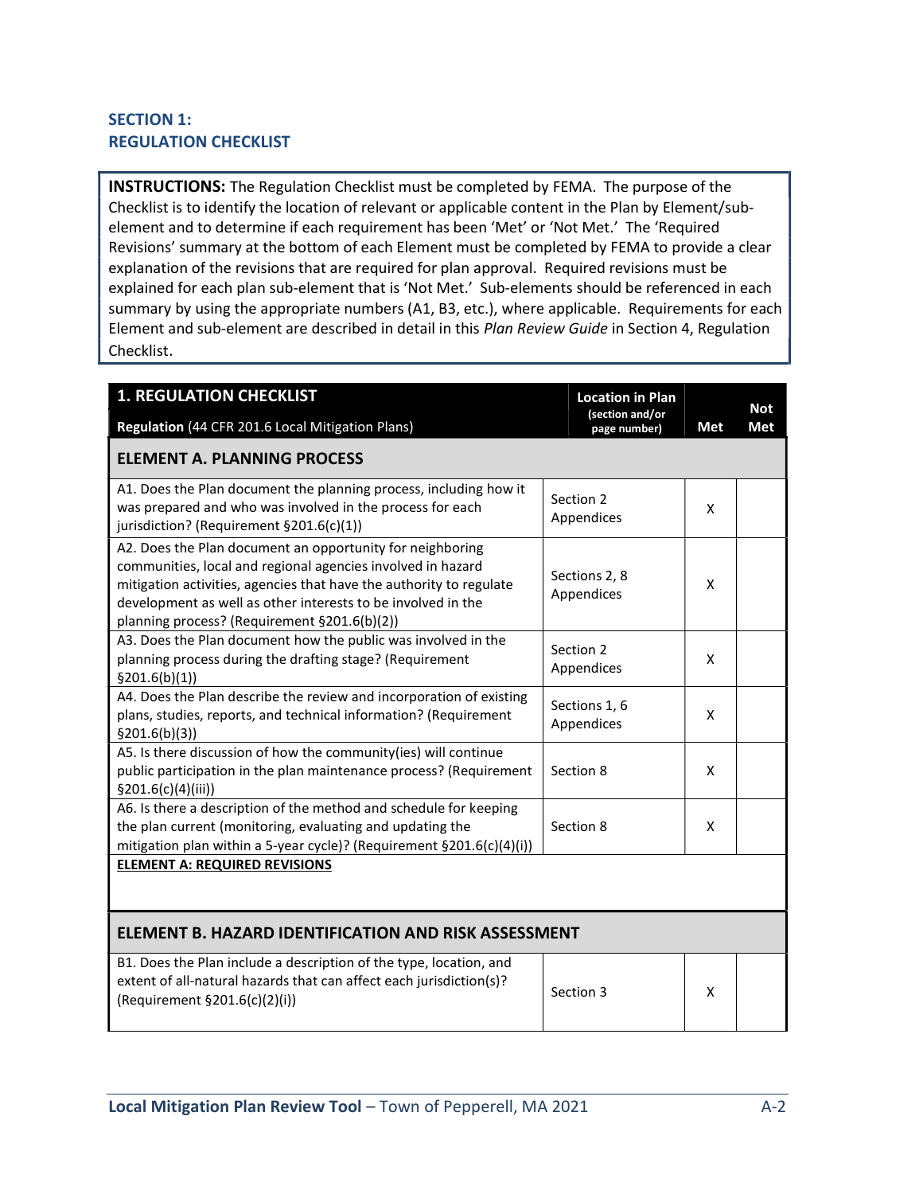## SECTION 1: REGULATION CHECKLIST

**INSTRUCTIONS:** The Regulation Checklist must be completed by FEMA. The purpose of the Checklist is to identify the location of relevant or applicable content in the Plan by Element/sub-element and to determine if each requirement has been 'Met' or 'Not Met.' The 'Required Revisions' summary at the bottom of each Element must be completed by FEMA to provide a clear explanation of the revisions that are required for plan approval. Required revisions must be explained for each plan sub-element that is 'Not Met.' Sub-elements should be referenced in each summary by using the appropriate numbers (A1, B3, etc.), where applicable. Requirements for each Element and sub-element are described in detail in this *Plan Review Guide* in Section 4, Regulation Checklist.

| **1. REGULATION CHECKLIST**<br>**Regulation** (44 CFR 201.6 Local Mitigation Plans) | **Location in Plan** (section and/or page number) | **Met** | **Not Met** |
|---|---|---|---|
| **ELEMENT A. PLANNING PROCESS** | | | |
| A1. Does the Plan document the planning process, including how it was prepared and who was involved in the process for each jurisdiction? (Requirement §201.6(c)(1)) | Section 2<br>Appendices | X | |
| A2. Does the Plan document an opportunity for neighboring communities, local and regional agencies involved in hazard mitigation activities, agencies that have the authority to regulate development as well as other interests to be involved in the planning process? (Requirement §201.6(b)(2)) | Sections 2, 8<br>Appendices | X | |
| A3. Does the Plan document how the public was involved in the planning process during the drafting stage? (Requirement §201.6(b)(1)) | Section 2<br>Appendices | X | |
| A4. Does the Plan describe the review and incorporation of existing plans, studies, reports, and technical information? (Requirement §201.6(b)(3)) | Sections 1, 6<br>Appendices | X | |
| A5. Is there discussion of how the community(ies) will continue public participation in the plan maintenance process? (Requirement §201.6(c)(4)(iii)) | Section 8 | X | |
| A6. Is there a description of the method and schedule for keeping the plan current (monitoring, evaluating and updating the mitigation plan within a 5-year cycle)? (Requirement §201.6(c)(4)(i)) | Section 8 | X | |
| **ELEMENT A: REQUIRED REVISIONS** | | | |
| **ELEMENT B. HAZARD IDENTIFICATION AND RISK ASSESSMENT** | | | |
| B1. Does the Plan include a description of the type, location, and extent of all-natural hazards that can affect each jurisdiction(s)? (Requirement §201.6(c)(2)(i)) | Section 3 | X | |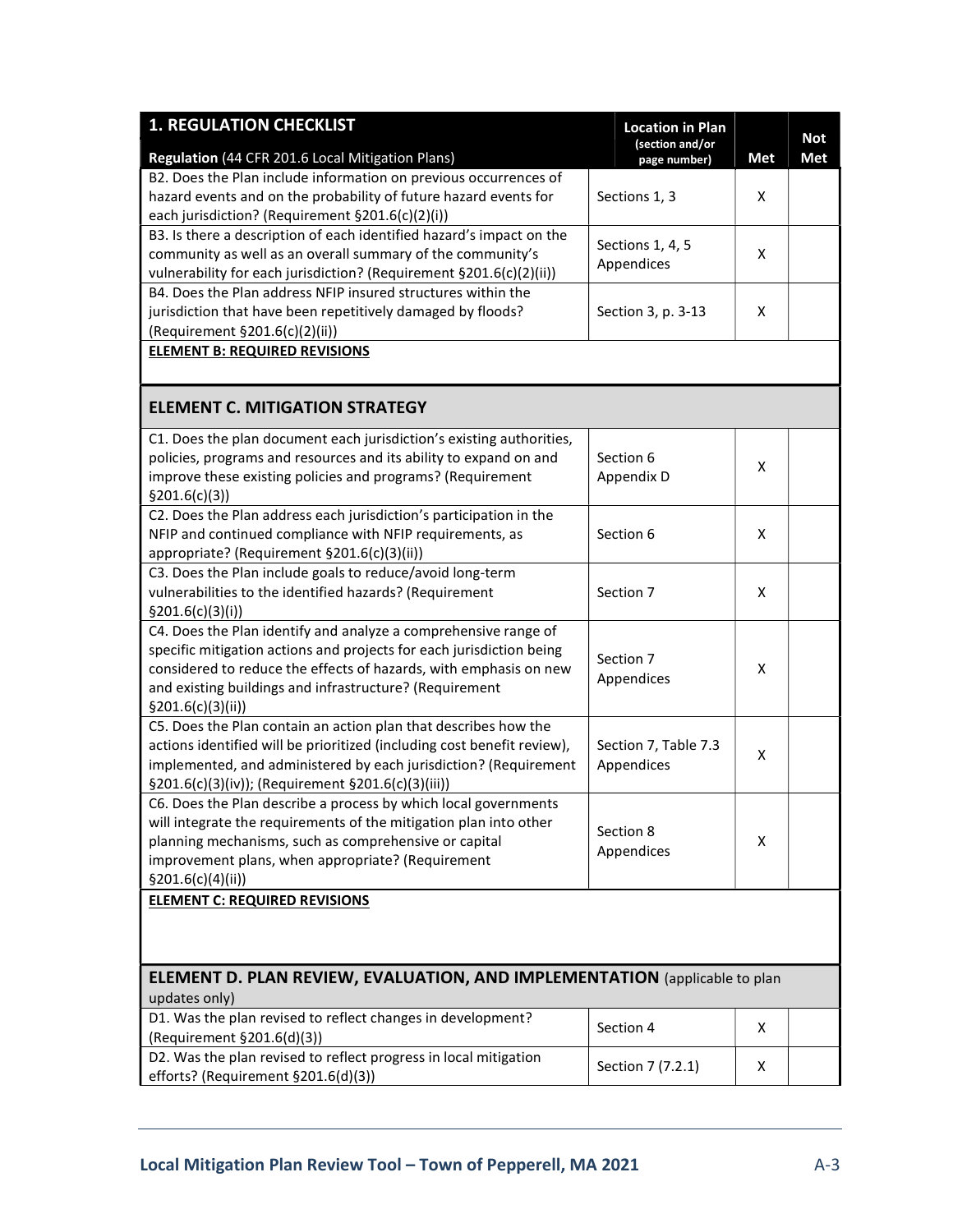| **1. REGULATION CHECKLIST**<br>**Regulation** (44 CFR 201.6 Local Mitigation Plans) | **Location in Plan** (section and/or page number) | **Met** | **Not Met** |
|---|---|---|---|
| B2. Does the Plan include information on previous occurrences of hazard events and on the probability of future hazard events for each jurisdiction? (Requirement §201.6(c)(2)(i)) | Sections 1, 3 | X | |
| B3. Is there a description of each identified hazard's impact on the community as well as an overall summary of the community's vulnerability for each jurisdiction? (Requirement §201.6(c)(2)(ii)) | Sections 1, 4, 5<br>Appendices | X | |
| B4. Does the Plan address NFIP insured structures within the jurisdiction that have been repetitively damaged by floods? (Requirement §201.6(c)(2)(ii)) | Section 3, p. 3-13 | X | |
| **ELEMENT B: REQUIRED REVISIONS** | | | |
| **ELEMENT C. MITIGATION STRATEGY** | | | |
| C1. Does the plan document each jurisdiction's existing authorities, policies, programs and resources and its ability to expand on and improve these existing policies and programs? (Requirement §201.6(c)(3)) | Section 6<br>Appendix D | X | |
| C2. Does the Plan address each jurisdiction's participation in the NFIP and continued compliance with NFIP requirements, as appropriate? (Requirement §201.6(c)(3)(ii)) | Section 6 | X | |
| C3. Does the Plan include goals to reduce/avoid long-term vulnerabilities to the identified hazards? (Requirement §201.6(c)(3)(i)) | Section 7 | X | |
| C4. Does the Plan identify and analyze a comprehensive range of specific mitigation actions and projects for each jurisdiction being considered to reduce the effects of hazards, with emphasis on new and existing buildings and infrastructure? (Requirement §201.6(c)(3)(ii)) | Section 7<br>Appendices | X | |
| C5. Does the Plan contain an action plan that describes how the actions identified will be prioritized (including cost benefit review), implemented, and administered by each jurisdiction? (Requirement §201.6(c)(3)(iv)); (Requirement §201.6(c)(3)(iii)) | Section 7, Table 7.3<br>Appendices | X | |
| C6. Does the Plan describe a process by which local governments will integrate the requirements of the mitigation plan into other planning mechanisms, such as comprehensive or capital improvement plans, when appropriate? (Requirement §201.6(c)(4)(ii)) | Section 8<br>Appendices | X | |
| **ELEMENT C: REQUIRED REVISIONS** | | | |
| **ELEMENT D. PLAN REVIEW, EVALUATION, AND IMPLEMENTATION** (applicable to plan updates only) | | | |
| D1. Was the plan revised to reflect changes in development? (Requirement §201.6(d)(3)) | Section 4 | X | |
| D2. Was the plan revised to reflect progress in local mitigation efforts? (Requirement §201.6(d)(3)) | Section 7 (7.2.1) | X | |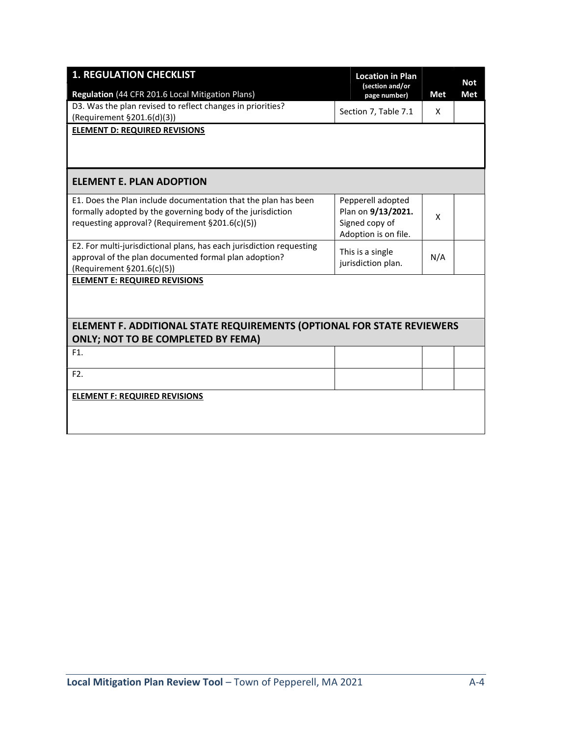| 1. REGULATION CHECKLIST<br>Regulation (44 CFR 201.6 Local Mitigation Plans) | Location in Plan (section and/or page number) | Met | Not Met |
|---|---|---|---|
| D3. Was the plan revised to reflect changes in priorities? (Requirement §201.6(d)(3)) | Section 7, Table 7.1 | X | |
| **ELEMENT D: REQUIRED REVISIONS** | | | |
| **ELEMENT E. PLAN ADOPTION** | | | |
| E1. Does the Plan include documentation that the plan has been formally adopted by the governing body of the jurisdiction requesting approval? (Requirement §201.6(c)(5)) | Pepperell adopted Plan on **9/13/2021.** Signed copy of Adoption is on file. | X | |
| E2. For multi-jurisdictional plans, has each jurisdiction requesting approval of the plan documented formal plan adoption? (Requirement §201.6(c)(5)) | This is a single jurisdiction plan. | N/A | |
| **ELEMENT E: REQUIRED REVISIONS** | | | |
| **ELEMENT F. ADDITIONAL STATE REQUIREMENTS (OPTIONAL FOR STATE REVIEWERS ONLY; NOT TO BE COMPLETED BY FEMA)** | | | |
| F1. | | | |
| F2. | | | |
| **ELEMENT F: REQUIRED REVISIONS** | | | |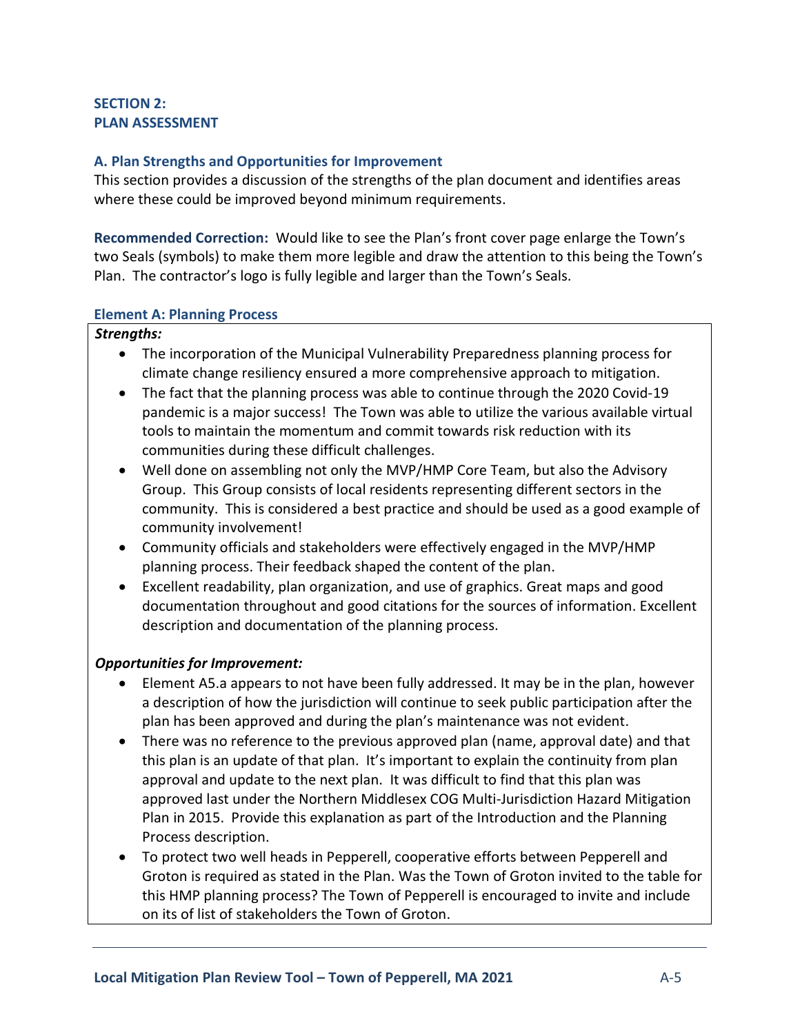## SECTION 2:
## PLAN ASSESSMENT

### A. Plan Strengths and Opportunities for Improvement

This section provides a discussion of the strengths of the plan document and identifies areas where these could be improved beyond minimum requirements.

**Recommended Correction:** Would like to see the Plan's front cover page enlarge the Town's two Seals (symbols) to make them more legible and draw the attention to this being the Town's Plan. The contractor's logo is fully legible and larger than the Town's Seals.

#### Element A: Planning Process

***Strengths:***

- The incorporation of the Municipal Vulnerability Preparedness planning process for climate change resiliency ensured a more comprehensive approach to mitigation.
- The fact that the planning process was able to continue through the 2020 Covid-19 pandemic is a major success! The Town was able to utilize the various available virtual tools to maintain the momentum and commit towards risk reduction with its communities during these difficult challenges.
- Well done on assembling not only the MVP/HMP Core Team, but also the Advisory Group. This Group consists of local residents representing different sectors in the community. This is considered a best practice and should be used as a good example of community involvement!
- Community officials and stakeholders were effectively engaged in the MVP/HMP planning process. Their feedback shaped the content of the plan.
- Excellent readability, plan organization, and use of graphics. Great maps and good documentation throughout and good citations for the sources of information. Excellent description and documentation of the planning process.

***Opportunities for Improvement:***

- Element A5.a appears to not have been fully addressed. It may be in the plan, however a description of how the jurisdiction will continue to seek public participation after the plan has been approved and during the plan's maintenance was not evident.
- There was no reference to the previous approved plan (name, approval date) and that this plan is an update of that plan. It's important to explain the continuity from plan approval and update to the next plan. It was difficult to find that this plan was approved last under the Northern Middlesex COG Multi-Jurisdiction Hazard Mitigation Plan in 2015. Provide this explanation as part of the Introduction and the Planning Process description.
- To protect two well heads in Pepperell, cooperative efforts between Pepperell and Groton is required as stated in the Plan. Was the Town of Groton invited to the table for this HMP planning process? The Town of Pepperell is encouraged to invite and include on its of list of stakeholders the Town of Groton.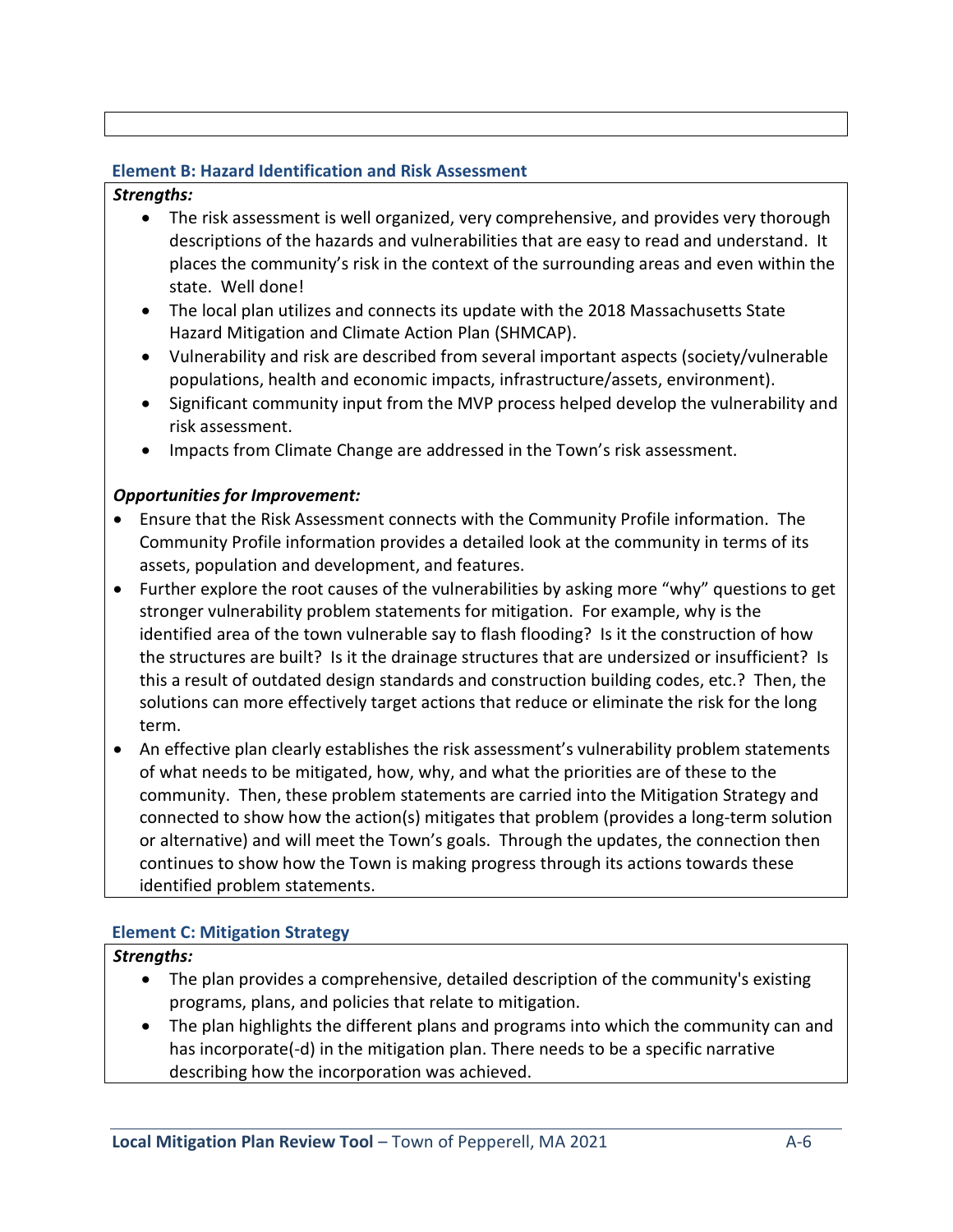### Element B: Hazard Identification and Risk Assessment

***Strengths:***

- The risk assessment is well organized, very comprehensive, and provides very thorough descriptions of the hazards and vulnerabilities that are easy to read and understand. It places the community's risk in the context of the surrounding areas and even within the state. Well done!
- The local plan utilizes and connects its update with the 2018 Massachusetts State Hazard Mitigation and Climate Action Plan (SHMCAP).
- Vulnerability and risk are described from several important aspects (society/vulnerable populations, health and economic impacts, infrastructure/assets, environment).
- Significant community input from the MVP process helped develop the vulnerability and risk assessment.
- Impacts from Climate Change are addressed in the Town's risk assessment.

***Opportunities for Improvement:***

- Ensure that the Risk Assessment connects with the Community Profile information. The Community Profile information provides a detailed look at the community in terms of its assets, population and development, and features.
- Further explore the root causes of the vulnerabilities by asking more "why" questions to get stronger vulnerability problem statements for mitigation. For example, why is the identified area of the town vulnerable say to flash flooding? Is it the construction of how the structures are built? Is it the drainage structures that are undersized or insufficient? Is this a result of outdated design standards and construction building codes, etc.? Then, the solutions can more effectively target actions that reduce or eliminate the risk for the long term.
- An effective plan clearly establishes the risk assessment's vulnerability problem statements of what needs to be mitigated, how, why, and what the priorities are of these to the community. Then, these problem statements are carried into the Mitigation Strategy and connected to show how the action(s) mitigates that problem (provides a long-term solution or alternative) and will meet the Town's goals. Through the updates, the connection then continues to show how the Town is making progress through its actions towards these identified problem statements.

### Element C: Mitigation Strategy

***Strengths:***

- The plan provides a comprehensive, detailed description of the community's existing programs, plans, and policies that relate to mitigation.
- The plan highlights the different plans and programs into which the community can and has incorporate(-d) in the mitigation plan. There needs to be a specific narrative describing how the incorporation was achieved.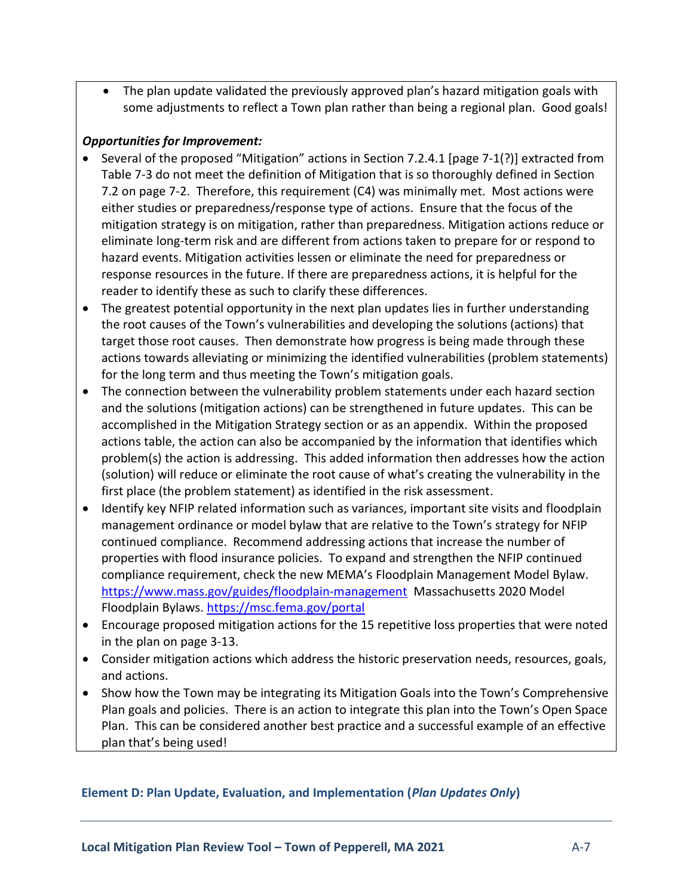- The plan update validated the previously approved plan's hazard mitigation goals with some adjustments to reflect a Town plan rather than being a regional plan. Good goals!

***Opportunities for Improvement:***

- Several of the proposed "Mitigation" actions in Section 7.2.4.1 [page 7-1(?)] extracted from Table 7-3 do not meet the definition of Mitigation that is so thoroughly defined in Section 7.2 on page 7-2. Therefore, this requirement (C4) was minimally met. Most actions were either studies or preparedness/response type of actions. Ensure that the focus of the mitigation strategy is on mitigation, rather than preparedness. Mitigation actions reduce or eliminate long-term risk and are different from actions taken to prepare for or respond to hazard events. Mitigation activities lessen or eliminate the need for preparedness or response resources in the future. If there are preparedness actions, it is helpful for the reader to identify these as such to clarify these differences.
- The greatest potential opportunity in the next plan updates lies in further understanding the root causes of the Town's vulnerabilities and developing the solutions (actions) that target those root causes. Then demonstrate how progress is being made through these actions towards alleviating or minimizing the identified vulnerabilities (problem statements) for the long term and thus meeting the Town's mitigation goals.
- The connection between the vulnerability problem statements under each hazard section and the solutions (mitigation actions) can be strengthened in future updates. This can be accomplished in the Mitigation Strategy section or as an appendix. Within the proposed actions table, the action can also be accompanied by the information that identifies which problem(s) the action is addressing. This added information then addresses how the action (solution) will reduce or eliminate the root cause of what's creating the vulnerability in the first place (the problem statement) as identified in the risk assessment.
- Identify key NFIP related information such as variances, important site visits and floodplain management ordinance or model bylaw that are relative to the Town's strategy for NFIP continued compliance. Recommend addressing actions that increase the number of properties with flood insurance policies. To expand and strengthen the NFIP continued compliance requirement, check the new MEMA's Floodplain Management Model Bylaw. [https://www.mass.gov/guides/floodplain-management](https://www.mass.gov/guides/floodplain-management) Massachusetts 2020 Model Floodplain Bylaws. [https://msc.fema.gov/portal](https://msc.fema.gov/portal)
- Encourage proposed mitigation actions for the 15 repetitive loss properties that were noted in the plan on page 3-13.
- Consider mitigation actions which address the historic preservation needs, resources, goals, and actions.
- Show how the Town may be integrating its Mitigation Goals into the Town's Comprehensive Plan goals and policies. There is an action to integrate this plan into the Town's Open Space Plan. This can be considered another best practice and a successful example of an effective plan that's being used!

### Element D: Plan Update, Evaluation, and Implementation (*Plan Updates Only*)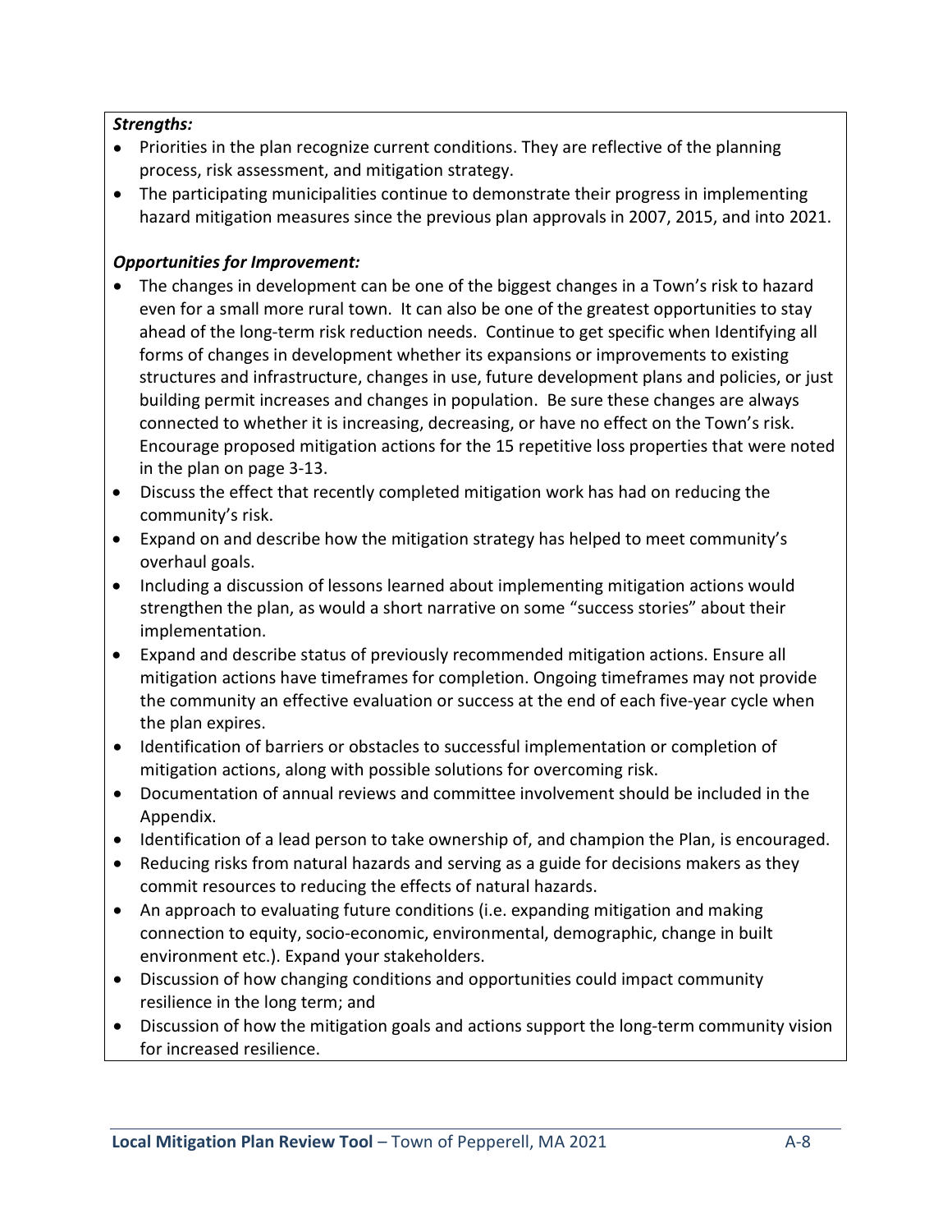***Strengths:***

- Priorities in the plan recognize current conditions. They are reflective of the planning process, risk assessment, and mitigation strategy.
- The participating municipalities continue to demonstrate their progress in implementing hazard mitigation measures since the previous plan approvals in 2007, 2015, and into 2021.

***Opportunities for Improvement:***

- The changes in development can be one of the biggest changes in a Town's risk to hazard even for a small more rural town. It can also be one of the greatest opportunities to stay ahead of the long-term risk reduction needs. Continue to get specific when Identifying all forms of changes in development whether its expansions or improvements to existing structures and infrastructure, changes in use, future development plans and policies, or just building permit increases and changes in population. Be sure these changes are always connected to whether it is increasing, decreasing, or have no effect on the Town's risk. Encourage proposed mitigation actions for the 15 repetitive loss properties that were noted in the plan on page 3-13.
- Discuss the effect that recently completed mitigation work has had on reducing the community's risk.
- Expand on and describe how the mitigation strategy has helped to meet community's overhaul goals.
- Including a discussion of lessons learned about implementing mitigation actions would strengthen the plan, as would a short narrative on some "success stories" about their implementation.
- Expand and describe status of previously recommended mitigation actions. Ensure all mitigation actions have timeframes for completion. Ongoing timeframes may not provide the community an effective evaluation or success at the end of each five-year cycle when the plan expires.
- Identification of barriers or obstacles to successful implementation or completion of mitigation actions, along with possible solutions for overcoming risk.
- Documentation of annual reviews and committee involvement should be included in the Appendix.
- Identification of a lead person to take ownership of, and champion the Plan, is encouraged.
- Reducing risks from natural hazards and serving as a guide for decisions makers as they commit resources to reducing the effects of natural hazards.
- An approach to evaluating future conditions (i.e. expanding mitigation and making connection to equity, socio-economic, environmental, demographic, change in built environment etc.). Expand your stakeholders.
- Discussion of how changing conditions and opportunities could impact community resilience in the long term; and
- Discussion of how the mitigation goals and actions support the long-term community vision for increased resilience.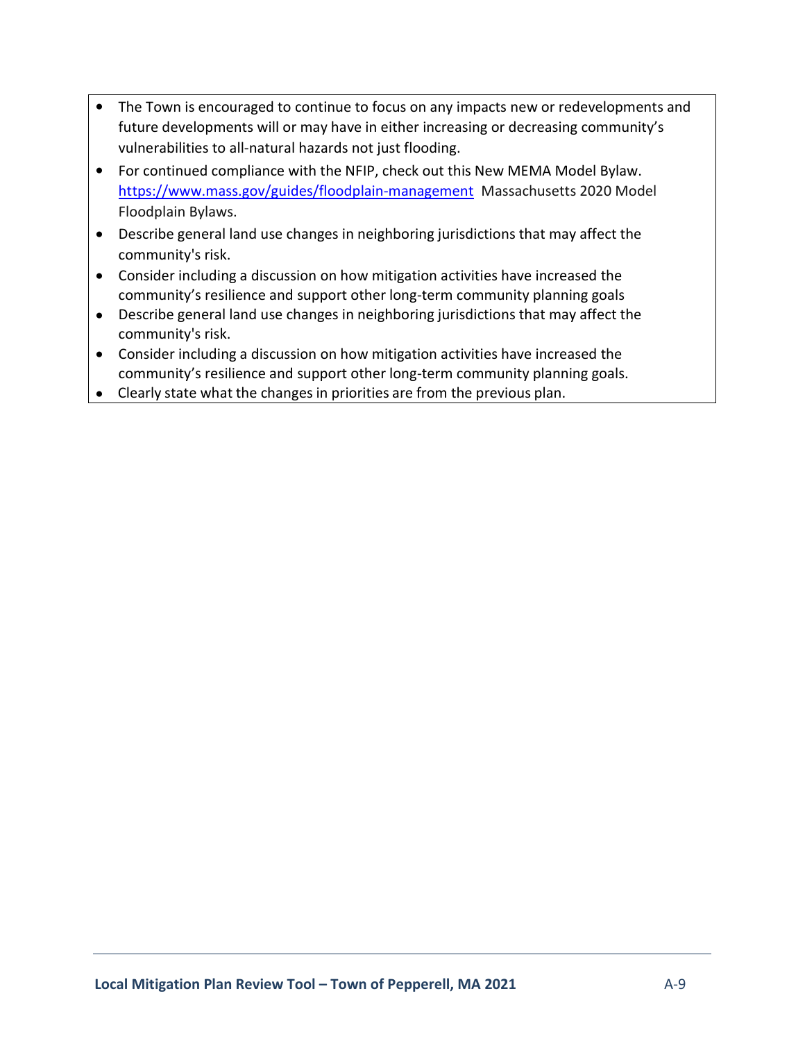- The Town is encouraged to continue to focus on any impacts new or redevelopments and future developments will or may have in either increasing or decreasing community's vulnerabilities to all-natural hazards not just flooding.
- For continued compliance with the NFIP, check out this New MEMA Model Bylaw. [https://www.mass.gov/guides/floodplain-management](https://www.mass.gov/guides/floodplain-management) Massachusetts 2020 Model Floodplain Bylaws.
- Describe general land use changes in neighboring jurisdictions that may affect the community's risk.
- Consider including a discussion on how mitigation activities have increased the community's resilience and support other long-term community planning goals
- Describe general land use changes in neighboring jurisdictions that may affect the community's risk.
- Consider including a discussion on how mitigation activities have increased the community's resilience and support other long-term community planning goals.
- Clearly state what the changes in priorities are from the previous plan.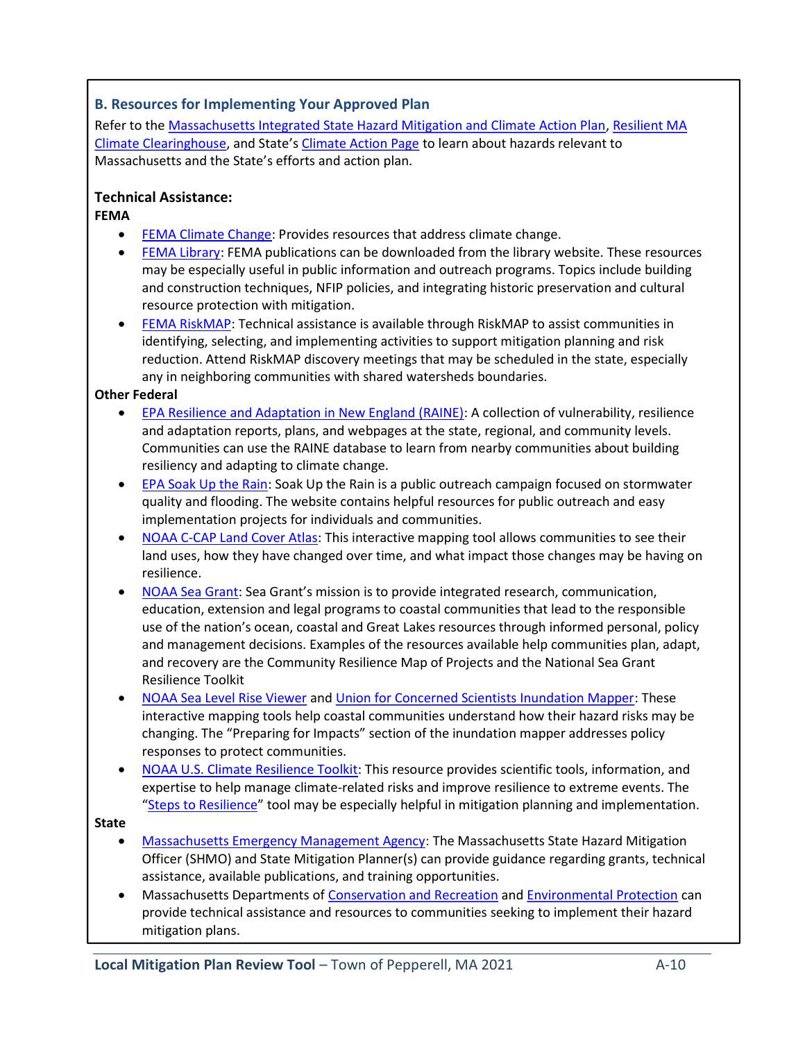### B. Resources for Implementing Your Approved Plan

Refer to the Massachusetts Integrated State Hazard Mitigation and Climate Action Plan, Resilient MA Climate Clearinghouse, and State's Climate Action Page to learn about hazards relevant to Massachusetts and the State's efforts and action plan.

**Technical Assistance:**

**FEMA**

- FEMA Climate Change: Provides resources that address climate change.
- FEMA Library: FEMA publications can be downloaded from the library website. These resources may be especially useful in public information and outreach programs. Topics include building and construction techniques, NFIP policies, and integrating historic preservation and cultural resource protection with mitigation.
- FEMA RiskMAP: Technical assistance is available through RiskMAP to assist communities in identifying, selecting, and implementing activities to support mitigation planning and risk reduction. Attend RiskMAP discovery meetings that may be scheduled in the state, especially any in neighboring communities with shared watersheds boundaries.

**Other Federal**

- EPA Resilience and Adaptation in New England (RAINE): A collection of vulnerability, resilience and adaptation reports, plans, and webpages at the state, regional, and community levels. Communities can use the RAINE database to learn from nearby communities about building resiliency and adapting to climate change.
- EPA Soak Up the Rain: Soak Up the Rain is a public outreach campaign focused on stormwater quality and flooding. The website contains helpful resources for public outreach and easy implementation projects for individuals and communities.
- NOAA C-CAP Land Cover Atlas: This interactive mapping tool allows communities to see their land uses, how they have changed over time, and what impact those changes may be having on resilience.
- NOAA Sea Grant: Sea Grant's mission is to provide integrated research, communication, education, extension and legal programs to coastal communities that lead to the responsible use of the nation's ocean, coastal and Great Lakes resources through informed personal, policy and management decisions. Examples of the resources available help communities plan, adapt, and recovery are the Community Resilience Map of Projects and the National Sea Grant Resilience Toolkit
- NOAA Sea Level Rise Viewer and Union for Concerned Scientists Inundation Mapper: These interactive mapping tools help coastal communities understand how their hazard risks may be changing. The "Preparing for Impacts" section of the inundation mapper addresses policy responses to protect communities.
- NOAA U.S. Climate Resilience Toolkit: This resource provides scientific tools, information, and expertise to help manage climate-related risks and improve resilience to extreme events. The "Steps to Resilience" tool may be especially helpful in mitigation planning and implementation.

**State**

- Massachusetts Emergency Management Agency: The Massachusetts State Hazard Mitigation Officer (SHMO) and State Mitigation Planner(s) can provide guidance regarding grants, technical assistance, available publications, and training opportunities.
- Massachusetts Departments of Conservation and Recreation and Environmental Protection can provide technical assistance and resources to communities seeking to implement their hazard mitigation plans.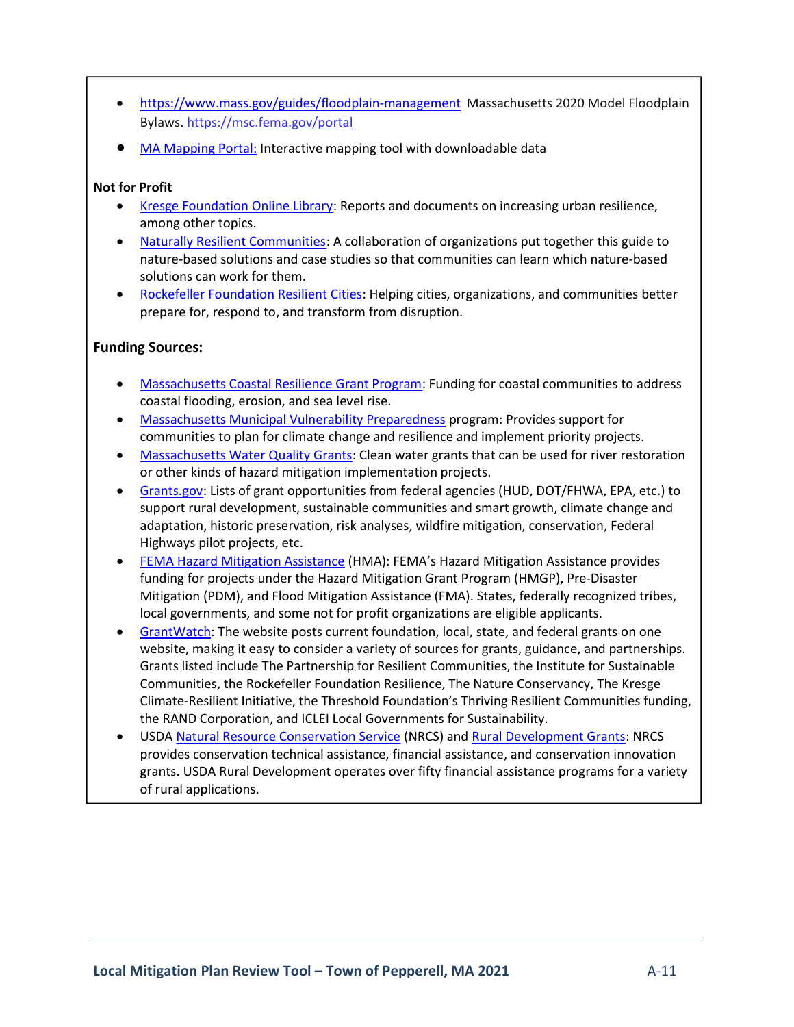- https://www.mass.gov/guides/floodplain-management Massachusetts 2020 Model Floodplain Bylaws. https://msc.fema.gov/portal
- MA Mapping Portal: Interactive mapping tool with downloadable data

**Not for Profit**

- Kresge Foundation Online Library: Reports and documents on increasing urban resilience, among other topics.
- Naturally Resilient Communities: A collaboration of organizations put together this guide to nature-based solutions and case studies so that communities can learn which nature-based solutions can work for them.
- Rockefeller Foundation Resilient Cities: Helping cities, organizations, and communities better prepare for, respond to, and transform from disruption.

**Funding Sources:**

- Massachusetts Coastal Resilience Grant Program: Funding for coastal communities to address coastal flooding, erosion, and sea level rise.
- Massachusetts Municipal Vulnerability Preparedness program: Provides support for communities to plan for climate change and resilience and implement priority projects.
- Massachusetts Water Quality Grants: Clean water grants that can be used for river restoration or other kinds of hazard mitigation implementation projects.
- Grants.gov: Lists of grant opportunities from federal agencies (HUD, DOT/FHWA, EPA, etc.) to support rural development, sustainable communities and smart growth, climate change and adaptation, historic preservation, risk analyses, wildfire mitigation, conservation, Federal Highways pilot projects, etc.
- FEMA Hazard Mitigation Assistance (HMA): FEMA's Hazard Mitigation Assistance provides funding for projects under the Hazard Mitigation Grant Program (HMGP), Pre-Disaster Mitigation (PDM), and Flood Mitigation Assistance (FMA). States, federally recognized tribes, local governments, and some not for profit organizations are eligible applicants.
- GrantWatch: The website posts current foundation, local, state, and federal grants on one website, making it easy to consider a variety of sources for grants, guidance, and partnerships. Grants listed include The Partnership for Resilient Communities, the Institute for Sustainable Communities, the Rockefeller Foundation Resilience, The Nature Conservancy, The Kresge Climate-Resilient Initiative, the Threshold Foundation's Thriving Resilient Communities funding, the RAND Corporation, and ICLEI Local Governments for Sustainability.
- USDA Natural Resource Conservation Service (NRCS) and Rural Development Grants: NRCS provides conservation technical assistance, financial assistance, and conservation innovation grants. USDA Rural Development operates over fifty financial assistance programs for a variety of rural applications.